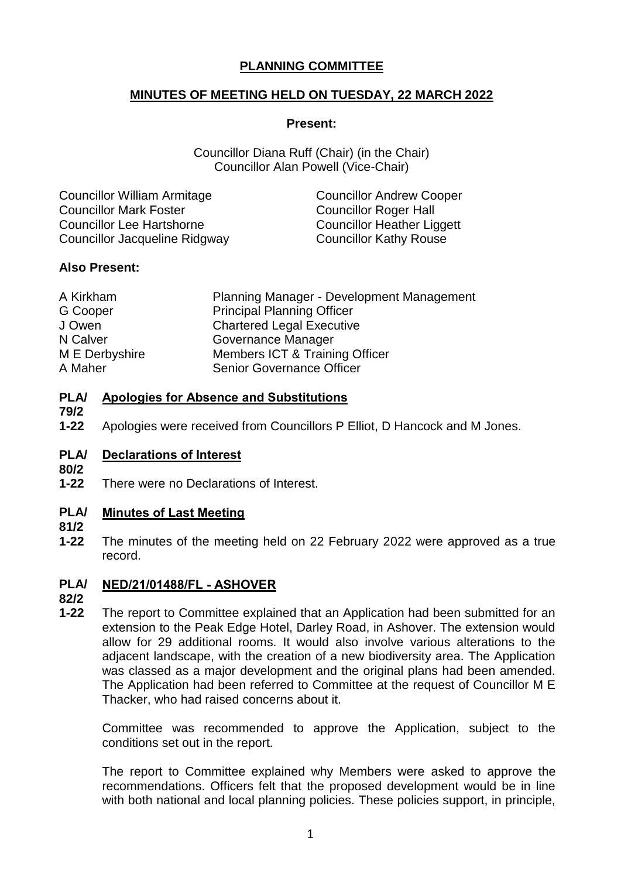# PLANNING COMMITTEE

## MINUTES OF MEETING HELD ON TUESDAY, 22 MARCH 2022

**Present:**

Councillor Diana Ruff (Chair) (in the Chair)
Councillor Alan Powell (Vice-Chair)

Councillor William Armitage
Councillor Andrew Cooper
Councillor Mark Foster
Councillor Roger Hall
Councillor Lee Hartshorne
Councillor Heather Liggett
Councillor Jacqueline Ridgway
Councillor Kathy Rouse

**Also Present:**

| | |
|---|---|
| A Kirkham | Planning Manager - Development Management |
| G Cooper | Principal Planning Officer |
| J Owen | Chartered Legal Executive |
| N Calver | Governance Manager |
| M E Derbyshire | Members ICT & Training Officer |
| A Maher | Senior Governance Officer |

**PLA/79/21-22 Apologies for Absence and Substitutions**

Apologies were received from Councillors P Elliot, D Hancock and M Jones.

**PLA/80/21-22 Declarations of Interest**

There were no Declarations of Interest.

**PLA/81/21-22 Minutes of Last Meeting**

The minutes of the meeting held on 22 February 2022 were approved as a true record.

**PLA/82/21-22 NED/21/01488/FL - ASHOVER**

The report to Committee explained that an Application had been submitted for an extension to the Peak Edge Hotel, Darley Road, in Ashover. The extension would allow for 29 additional rooms. It would also involve various alterations to the adjacent landscape, with the creation of a new biodiversity area. The Application was classed as a major development and the original plans had been amended. The Application had been referred to Committee at the request of Councillor M E Thacker, who had raised concerns about it.

Committee was recommended to approve the Application, subject to the conditions set out in the report.

The report to Committee explained why Members were asked to approve the recommendations. Officers felt that the proposed development would be in line with both national and local planning policies. These policies support, in principle,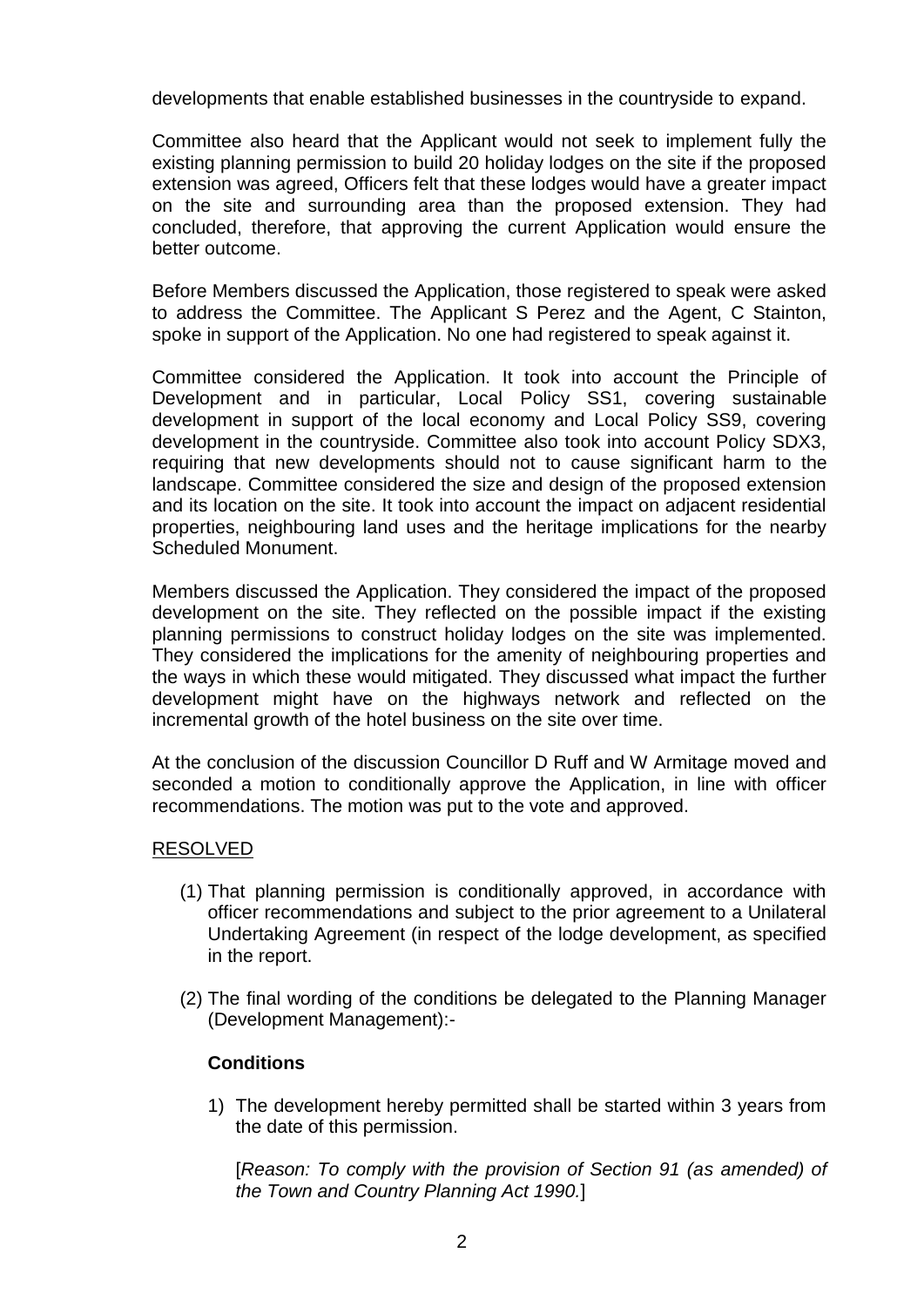developments that enable established businesses in the countryside to expand.

Committee also heard that the Applicant would not seek to implement fully the existing planning permission to build 20 holiday lodges on the site if the proposed extension was agreed, Officers felt that these lodges would have a greater impact on the site and surrounding area than the proposed extension. They had concluded, therefore, that approving the current Application would ensure the better outcome.

Before Members discussed the Application, those registered to speak were asked to address the Committee. The Applicant S Perez and the Agent, C Stainton, spoke in support of the Application. No one had registered to speak against it.

Committee considered the Application. It took into account the Principle of Development and in particular, Local Policy SS1, covering sustainable development in support of the local economy and Local Policy SS9, covering development in the countryside. Committee also took into account Policy SDX3, requiring that new developments should not to cause significant harm to the landscape. Committee considered the size and design of the proposed extension and its location on the site. It took into account the impact on adjacent residential properties, neighbouring land uses and the heritage implications for the nearby Scheduled Monument.

Members discussed the Application. They considered the impact of the proposed development on the site. They reflected on the possible impact if the existing planning permissions to construct holiday lodges on the site was implemented. They considered the implications for the amenity of neighbouring properties and the ways in which these would mitigated. They discussed what impact the further development might have on the highways network and reflected on the incremental growth of the hotel business on the site over time.

At the conclusion of the discussion Councillor D Ruff and W Armitage moved and seconded a motion to conditionally approve the Application, in line with officer recommendations. The motion was put to the vote and approved.

RESOLVED

(1) That planning permission is conditionally approved, in accordance with officer recommendations and subject to the prior agreement to a Unilateral Undertaking Agreement (in respect of the lodge development, as specified in the report.

(2) The final wording of the conditions be delegated to the Planning Manager (Development Management):-

**Conditions**

1) The development hereby permitted shall be started within 3 years from the date of this permission.

[*Reason: To comply with the provision of Section 91 (as amended) of the Town and Country Planning Act 1990.*]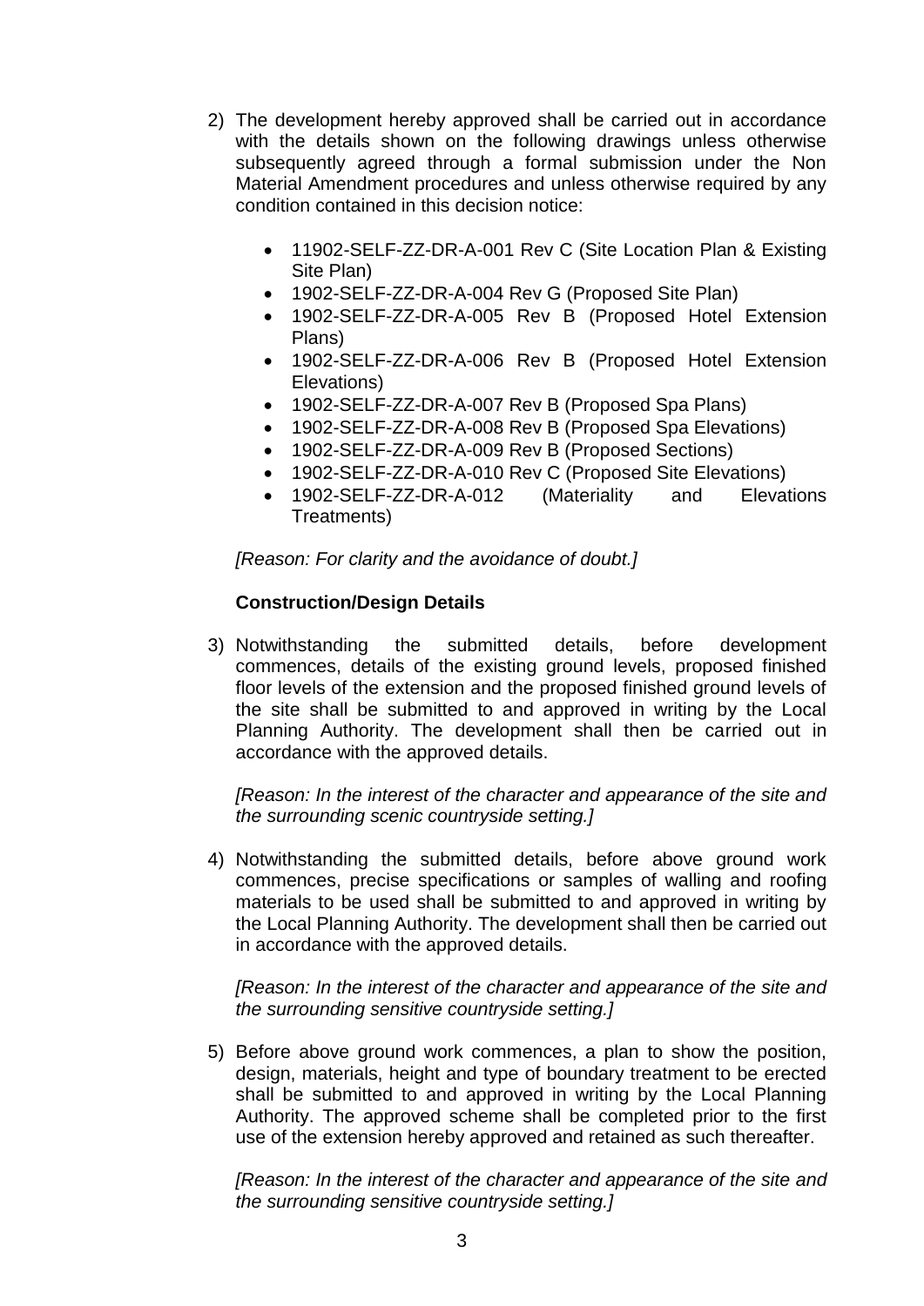2) The development hereby approved shall be carried out in accordance with the details shown on the following drawings unless otherwise subsequently agreed through a formal submission under the Non Material Amendment procedures and unless otherwise required by any condition contained in this decision notice:

   - 11902-SELF-ZZ-DR-A-001 Rev C (Site Location Plan & Existing Site Plan)
   - 1902-SELF-ZZ-DR-A-004 Rev G (Proposed Site Plan)
   - 1902-SELF-ZZ-DR-A-005 Rev B (Proposed Hotel Extension Plans)
   - 1902-SELF-ZZ-DR-A-006 Rev B (Proposed Hotel Extension Elevations)
   - 1902-SELF-ZZ-DR-A-007 Rev B (Proposed Spa Plans)
   - 1902-SELF-ZZ-DR-A-008 Rev B (Proposed Spa Elevations)
   - 1902-SELF-ZZ-DR-A-009 Rev B (Proposed Sections)
   - 1902-SELF-ZZ-DR-A-010 Rev C (Proposed Site Elevations)
   - 1902-SELF-ZZ-DR-A-012 (Materiality and Elevations Treatments)

   *[Reason: For clarity and the avoidance of doubt.]*

**Construction/Design Details**

3) Notwithstanding the submitted details, before development commences, details of the existing ground levels, proposed finished floor levels of the extension and the proposed finished ground levels of the site shall be submitted to and approved in writing by the Local Planning Authority. The development shall then be carried out in accordance with the approved details.

   *[Reason: In the interest of the character and appearance of the site and the surrounding scenic countryside setting.]*

4) Notwithstanding the submitted details, before above ground work commences, precise specifications or samples of walling and roofing materials to be used shall be submitted to and approved in writing by the Local Planning Authority. The development shall then be carried out in accordance with the approved details.

   *[Reason: In the interest of the character and appearance of the site and the surrounding sensitive countryside setting.]*

5) Before above ground work commences, a plan to show the position, design, materials, height and type of boundary treatment to be erected shall be submitted to and approved in writing by the Local Planning Authority. The approved scheme shall be completed prior to the first use of the extension hereby approved and retained as such thereafter.

   *[Reason: In the interest of the character and appearance of the site and the surrounding sensitive countryside setting.]*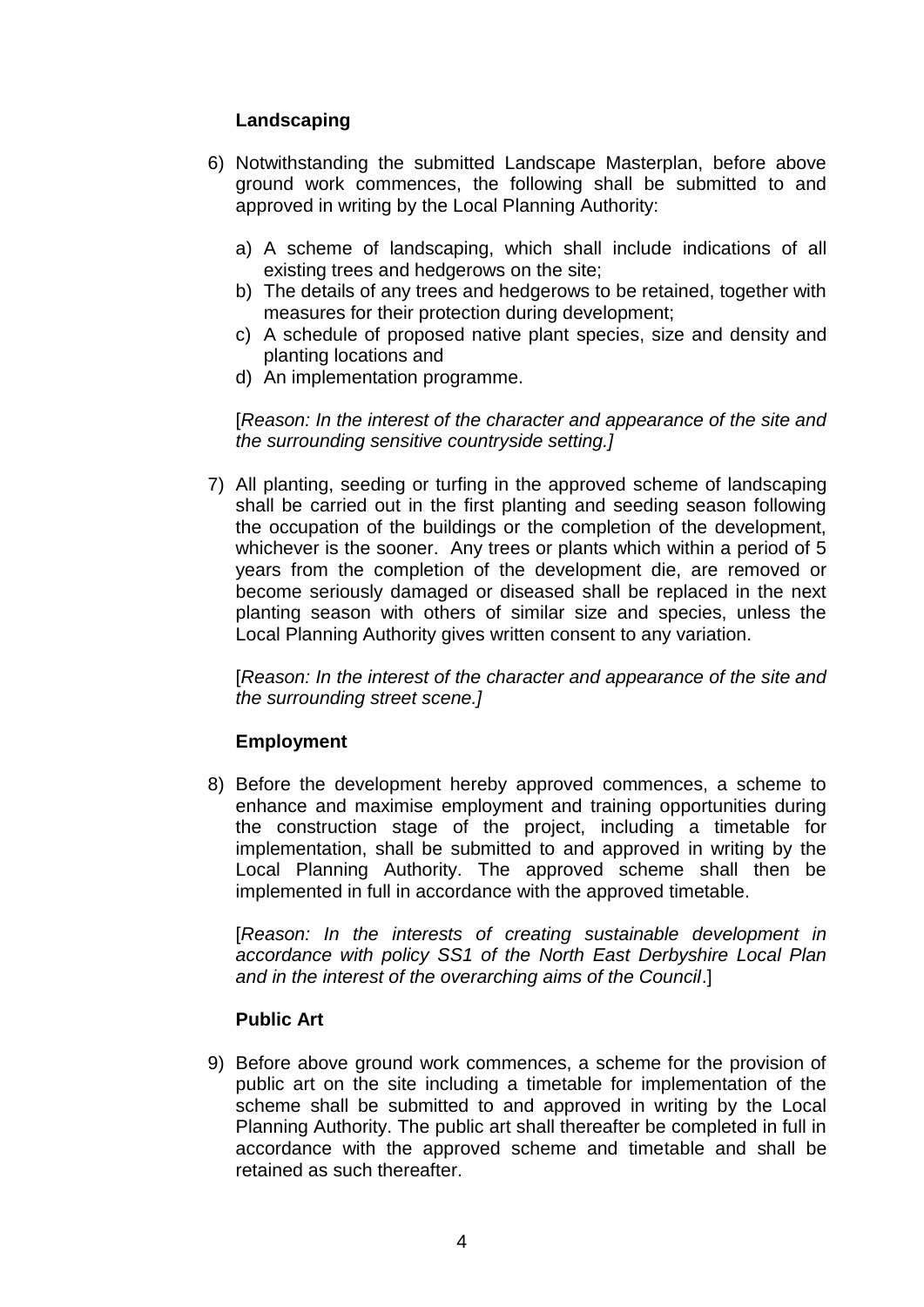**Landscaping**

6) Notwithstanding the submitted Landscape Masterplan, before above ground work commences, the following shall be submitted to and approved in writing by the Local Planning Authority:

   a) A scheme of landscaping, which shall include indications of all existing trees and hedgerows on the site;
   b) The details of any trees and hedgerows to be retained, together with measures for their protection during development;
   c) A schedule of proposed native plant species, size and density and planting locations and
   d) An implementation programme.

   [*Reason: In the interest of the character and appearance of the site and the surrounding sensitive countryside setting.]*

7) All planting, seeding or turfing in the approved scheme of landscaping shall be carried out in the first planting and seeding season following the occupation of the buildings or the completion of the development, whichever is the sooner. Any trees or plants which within a period of 5 years from the completion of the development die, are removed or become seriously damaged or diseased shall be replaced in the next planting season with others of similar size and species, unless the Local Planning Authority gives written consent to any variation.

   [*Reason: In the interest of the character and appearance of the site and the surrounding street scene.]*

**Employment**

8) Before the development hereby approved commences, a scheme to enhance and maximise employment and training opportunities during the construction stage of the project, including a timetable for implementation, shall be submitted to and approved in writing by the Local Planning Authority. The approved scheme shall then be implemented in full in accordance with the approved timetable.

   [*Reason: In the interests of creating sustainable development in accordance with policy SS1 of the North East Derbyshire Local Plan and in the interest of the overarching aims of the Council*.]

**Public Art**

9) Before above ground work commences, a scheme for the provision of public art on the site including a timetable for implementation of the scheme shall be submitted to and approved in writing by the Local Planning Authority. The public art shall thereafter be completed in full in accordance with the approved scheme and timetable and shall be retained as such thereafter.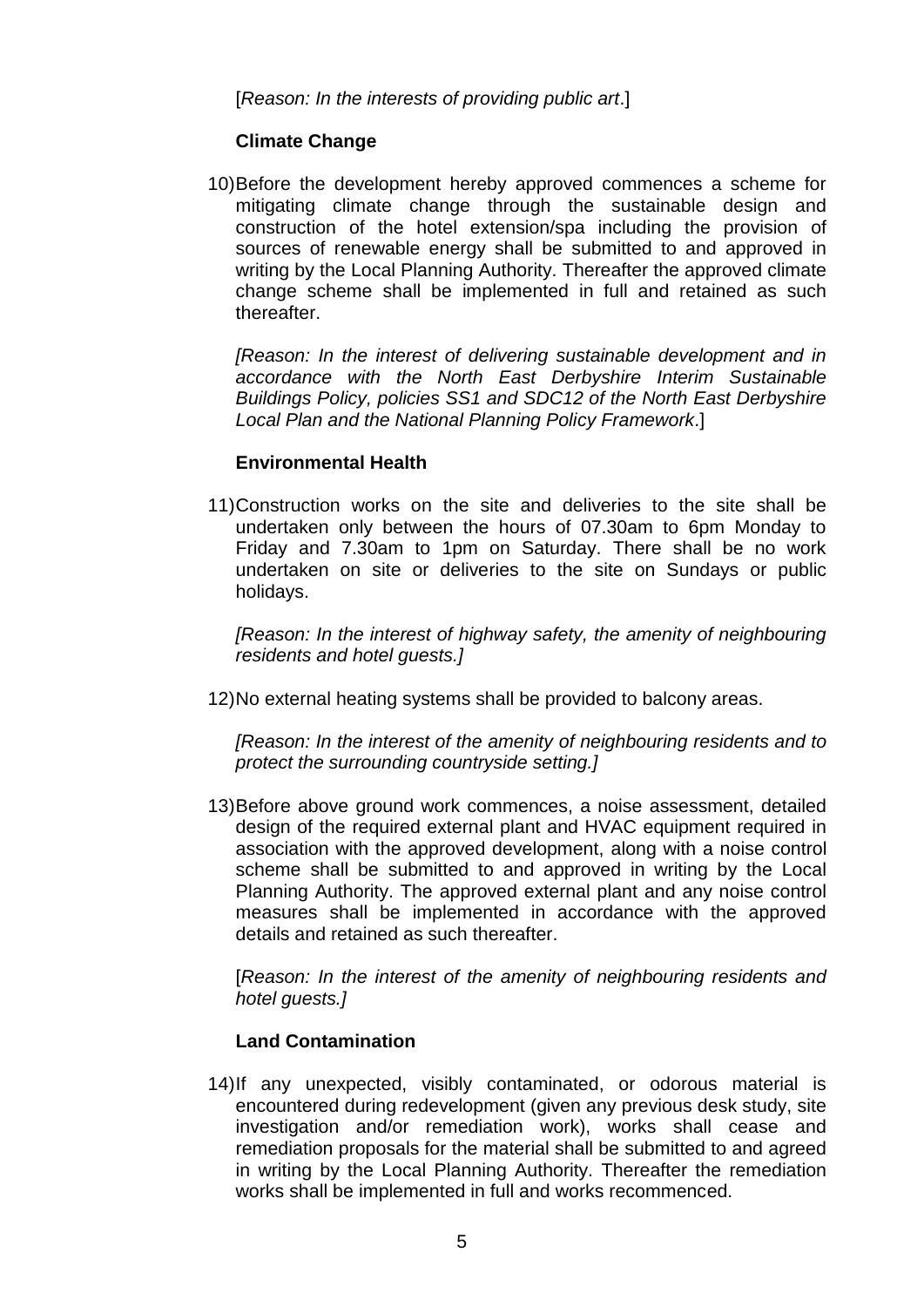[*Reason: In the interests of providing public art*.]

**Climate Change**

10) Before the development hereby approved commences a scheme for mitigating climate change through the sustainable design and construction of the hotel extension/spa including the provision of sources of renewable energy shall be submitted to and approved in writing by the Local Planning Authority. Thereafter the approved climate change scheme shall be implemented in full and retained as such thereafter.

    *[Reason: In the interest of delivering sustainable development and in accordance with the North East Derbyshire Interim Sustainable Buildings Policy, policies SS1 and SDC12 of the North East Derbyshire Local Plan and the National Planning Policy Framework*.]

**Environmental Health**

11) Construction works on the site and deliveries to the site shall be undertaken only between the hours of 07.30am to 6pm Monday to Friday and 7.30am to 1pm on Saturday. There shall be no work undertaken on site or deliveries to the site on Sundays or public holidays.

    *[Reason: In the interest of highway safety, the amenity of neighbouring residents and hotel guests.]*

12) No external heating systems shall be provided to balcony areas.

    *[Reason: In the interest of the amenity of neighbouring residents and to protect the surrounding countryside setting.]*

13) Before above ground work commences, a noise assessment, detailed design of the required external plant and HVAC equipment required in association with the approved development, along with a noise control scheme shall be submitted to and approved in writing by the Local Planning Authority. The approved external plant and any noise control measures shall be implemented in accordance with the approved details and retained as such thereafter.

    [*Reason: In the interest of the amenity of neighbouring residents and hotel guests.]*

**Land Contamination**

14) If any unexpected, visibly contaminated, or odorous material is encountered during redevelopment (given any previous desk study, site investigation and/or remediation work), works shall cease and remediation proposals for the material shall be submitted to and agreed in writing by the Local Planning Authority. Thereafter the remediation works shall be implemented in full and works recommenced.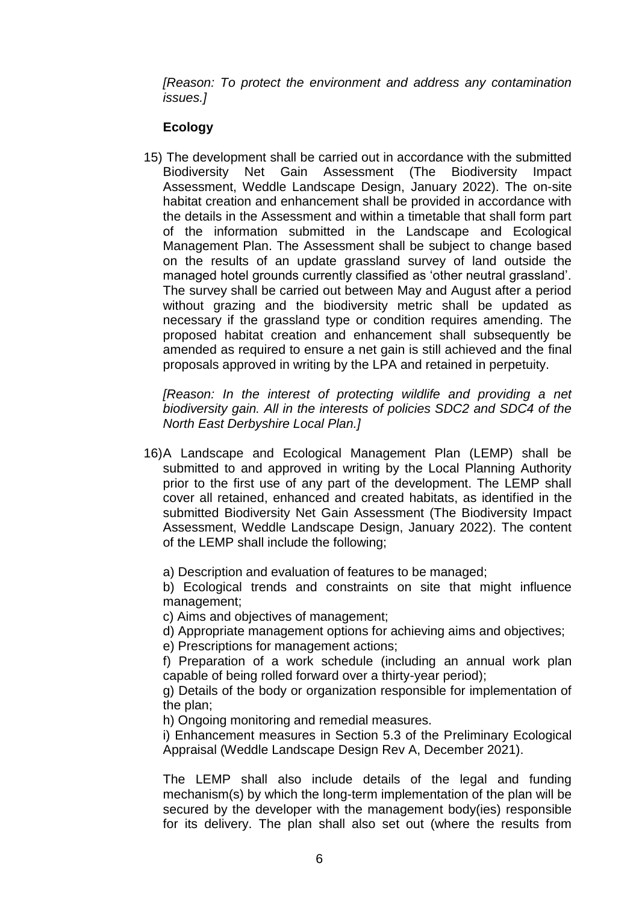*[Reason: To protect the environment and address any contamination issues.]*

**Ecology**

15) The development shall be carried out in accordance with the submitted Biodiversity Net Gain Assessment (The Biodiversity Impact Assessment, Weddle Landscape Design, January 2022). The on-site habitat creation and enhancement shall be provided in accordance with the details in the Assessment and within a timetable that shall form part of the information submitted in the Landscape and Ecological Management Plan. The Assessment shall be subject to change based on the results of an update grassland survey of land outside the managed hotel grounds currently classified as 'other neutral grassland'. The survey shall be carried out between May and August after a period without grazing and the biodiversity metric shall be updated as necessary if the grassland type or condition requires amending. The proposed habitat creation and enhancement shall subsequently be amended as required to ensure a net gain is still achieved and the final proposals approved in writing by the LPA and retained in perpetuity.

*[Reason: In the interest of protecting wildlife and providing a net biodiversity gain. All in the interests of policies SDC2 and SDC4 of the North East Derbyshire Local Plan.]*

16) A Landscape and Ecological Management Plan (LEMP) shall be submitted to and approved in writing by the Local Planning Authority prior to the first use of any part of the development. The LEMP shall cover all retained, enhanced and created habitats, as identified in the submitted Biodiversity Net Gain Assessment (The Biodiversity Impact Assessment, Weddle Landscape Design, January 2022). The content of the LEMP shall include the following;

a) Description and evaluation of features to be managed;
b) Ecological trends and constraints on site that might influence management;
c) Aims and objectives of management;
d) Appropriate management options for achieving aims and objectives;
e) Prescriptions for management actions;
f) Preparation of a work schedule (including an annual work plan capable of being rolled forward over a thirty-year period);
g) Details of the body or organization responsible for implementation of the plan;
h) Ongoing monitoring and remedial measures.
i) Enhancement measures in Section 5.3 of the Preliminary Ecological Appraisal (Weddle Landscape Design Rev A, December 2021).

The LEMP shall also include details of the legal and funding mechanism(s) by which the long-term implementation of the plan will be secured by the developer with the management body(ies) responsible for its delivery. The plan shall also set out (where the results from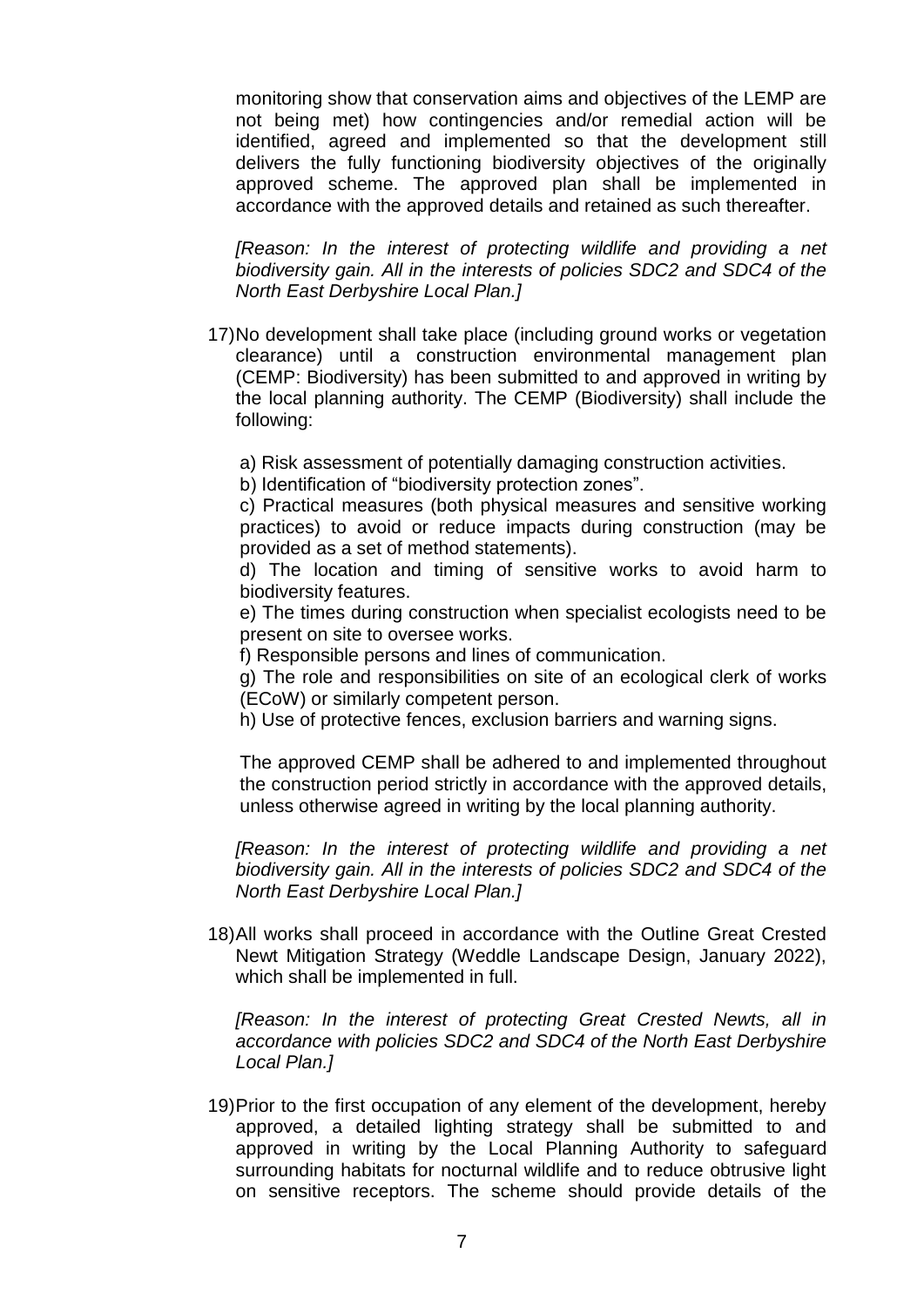monitoring show that conservation aims and objectives of the LEMP are not being met) how contingencies and/or remedial action will be identified, agreed and implemented so that the development still delivers the fully functioning biodiversity objectives of the originally approved scheme. The approved plan shall be implemented in accordance with the approved details and retained as such thereafter.

*[Reason: In the interest of protecting wildlife and providing a net biodiversity gain. All in the interests of policies SDC2 and SDC4 of the North East Derbyshire Local Plan.]*

17) No development shall take place (including ground works or vegetation clearance) until a construction environmental management plan (CEMP: Biodiversity) has been submitted to and approved in writing by the local planning authority. The CEMP (Biodiversity) shall include the following:

    a) Risk assessment of potentially damaging construction activities.
    b) Identification of "biodiversity protection zones".
    c) Practical measures (both physical measures and sensitive working practices) to avoid or reduce impacts during construction (may be provided as a set of method statements).
    d) The location and timing of sensitive works to avoid harm to biodiversity features.
    e) The times during construction when specialist ecologists need to be present on site to oversee works.
    f) Responsible persons and lines of communication.
    g) The role and responsibilities on site of an ecological clerk of works (ECoW) or similarly competent person.
    h) Use of protective fences, exclusion barriers and warning signs.

    The approved CEMP shall be adhered to and implemented throughout the construction period strictly in accordance with the approved details, unless otherwise agreed in writing by the local planning authority.

    *[Reason: In the interest of protecting wildlife and providing a net biodiversity gain. All in the interests of policies SDC2 and SDC4 of the North East Derbyshire Local Plan.]*

18) All works shall proceed in accordance with the Outline Great Crested Newt Mitigation Strategy (Weddle Landscape Design, January 2022), which shall be implemented in full.

    *[Reason: In the interest of protecting Great Crested Newts, all in accordance with policies SDC2 and SDC4 of the North East Derbyshire Local Plan.]*

19) Prior to the first occupation of any element of the development, hereby approved, a detailed lighting strategy shall be submitted to and approved in writing by the Local Planning Authority to safeguard surrounding habitats for nocturnal wildlife and to reduce obtrusive light on sensitive receptors. The scheme should provide details of the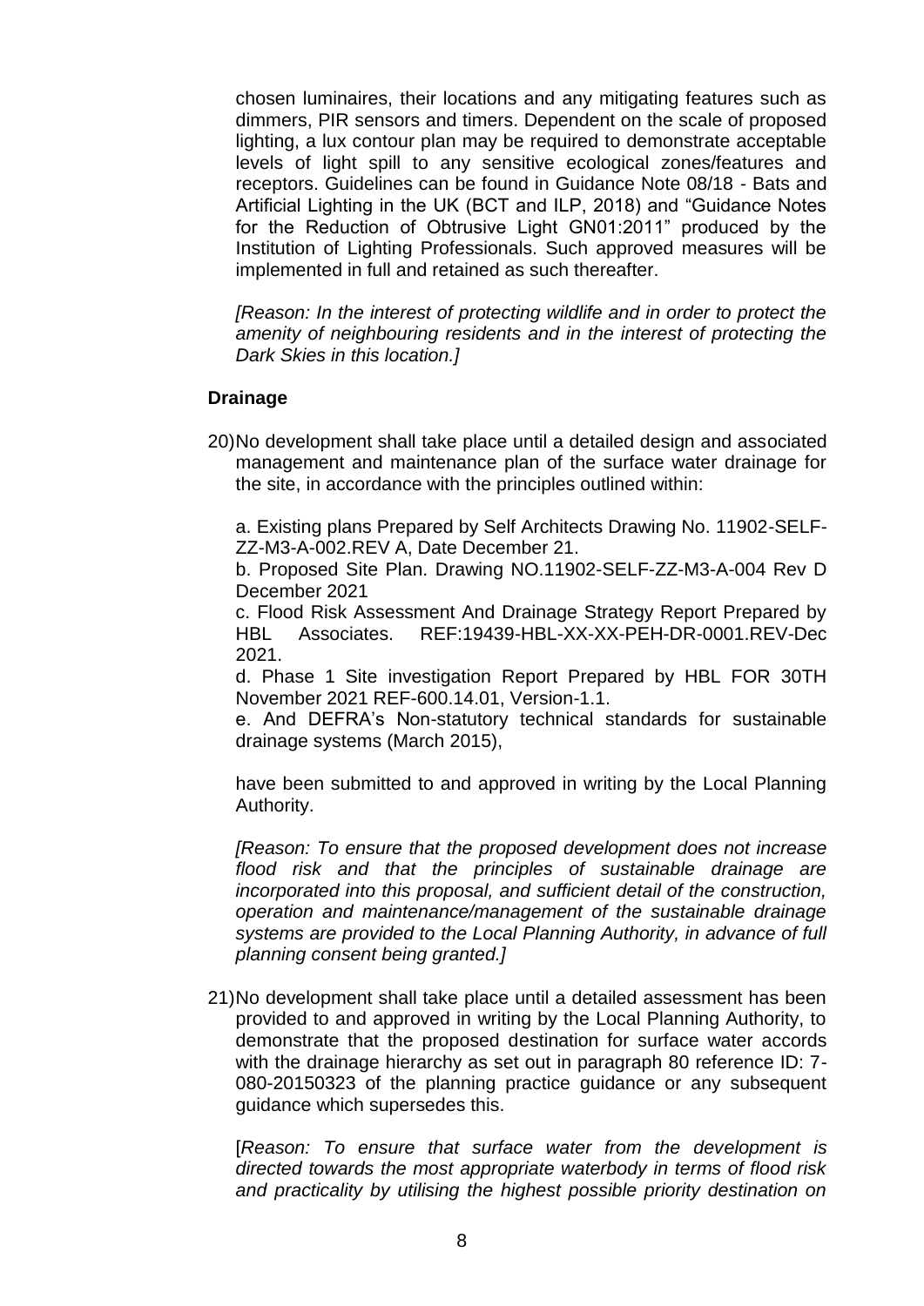chosen luminaires, their locations and any mitigating features such as dimmers, PIR sensors and timers. Dependent on the scale of proposed lighting, a lux contour plan may be required to demonstrate acceptable levels of light spill to any sensitive ecological zones/features and receptors. Guidelines can be found in Guidance Note 08/18 - Bats and Artificial Lighting in the UK (BCT and ILP, 2018) and "Guidance Notes for the Reduction of Obtrusive Light GN01:2011" produced by the Institution of Lighting Professionals. Such approved measures will be implemented in full and retained as such thereafter.

*[Reason: In the interest of protecting wildlife and in order to protect the amenity of neighbouring residents and in the interest of protecting the Dark Skies in this location.]*

**Drainage**

20) No development shall take place until a detailed design and associated management and maintenance plan of the surface water drainage for the site, in accordance with the principles outlined within:

a. Existing plans Prepared by Self Architects Drawing No. 11902-SELF-ZZ-M3-A-002.REV A, Date December 21.
b. Proposed Site Plan. Drawing NO.11902-SELF-ZZ-M3-A-004 Rev D December 2021
c. Flood Risk Assessment And Drainage Strategy Report Prepared by HBL Associates. REF:19439-HBL-XX-XX-PEH-DR-0001.REV-Dec 2021.
d. Phase 1 Site investigation Report Prepared by HBL FOR 30TH November 2021 REF-600.14.01, Version-1.1.
e. And DEFRA's Non-statutory technical standards for sustainable drainage systems (March 2015),

have been submitted to and approved in writing by the Local Planning Authority.

*[Reason: To ensure that the proposed development does not increase flood risk and that the principles of sustainable drainage are incorporated into this proposal, and sufficient detail of the construction, operation and maintenance/management of the sustainable drainage systems are provided to the Local Planning Authority, in advance of full planning consent being granted.]*

21) No development shall take place until a detailed assessment has been provided to and approved in writing by the Local Planning Authority, to demonstrate that the proposed destination for surface water accords with the drainage hierarchy as set out in paragraph 80 reference ID: 7-080-20150323 of the planning practice guidance or any subsequent guidance which supersedes this.

[*Reason: To ensure that surface water from the development is directed towards the most appropriate waterbody in terms of flood risk and practicality by utilising the highest possible priority destination on*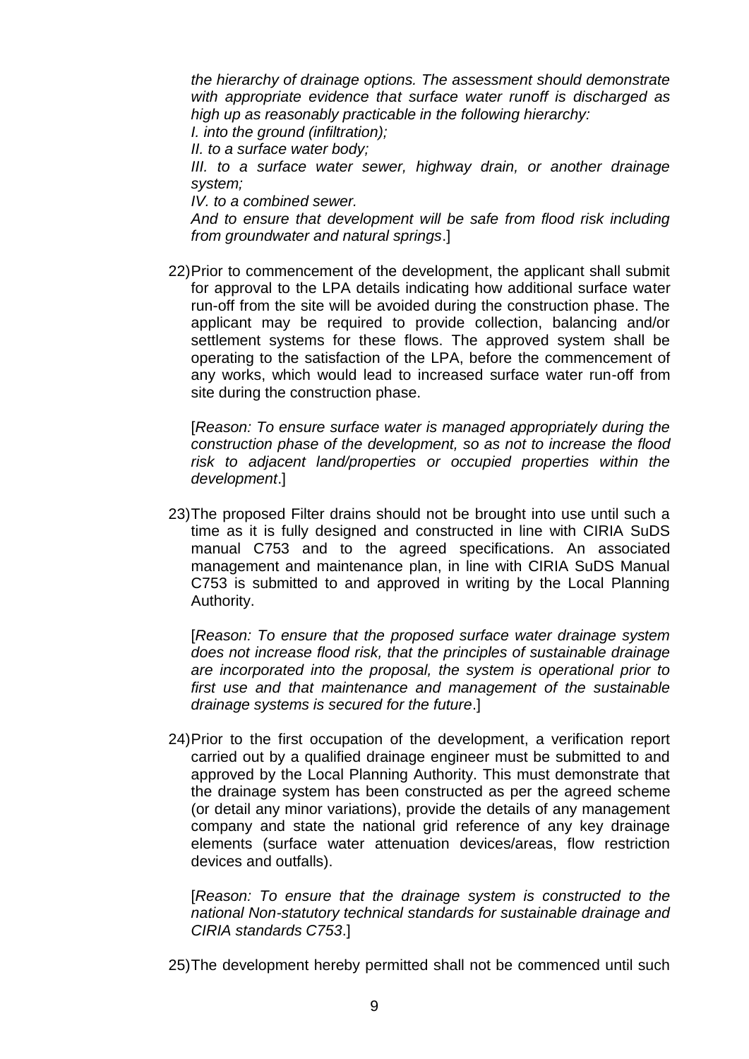*the hierarchy of drainage options. The assessment should demonstrate with appropriate evidence that surface water runoff is discharged as high up as reasonably practicable in the following hierarchy:*
*I. into the ground (infiltration);*
*II. to a surface water body;*
*III. to a surface water sewer, highway drain, or another drainage system;*
*IV. to a combined sewer.*
*And to ensure that development will be safe from flood risk including from groundwater and natural springs*.]

22) Prior to commencement of the development, the applicant shall submit for approval to the LPA details indicating how additional surface water run-off from the site will be avoided during the construction phase. The applicant may be required to provide collection, balancing and/or settlement systems for these flows. The approved system shall be operating to the satisfaction of the LPA, before the commencement of any works, which would lead to increased surface water run-off from site during the construction phase.

    [*Reason: To ensure surface water is managed appropriately during the construction phase of the development, so as not to increase the flood risk to adjacent land/properties or occupied properties within the development*.]

23) The proposed Filter drains should not be brought into use until such a time as it is fully designed and constructed in line with CIRIA SuDS manual C753 and to the agreed specifications. An associated management and maintenance plan, in line with CIRIA SuDS Manual C753 is submitted to and approved in writing by the Local Planning Authority.

    [*Reason: To ensure that the proposed surface water drainage system does not increase flood risk, that the principles of sustainable drainage are incorporated into the proposal, the system is operational prior to first use and that maintenance and management of the sustainable drainage systems is secured for the future*.]

24) Prior to the first occupation of the development, a verification report carried out by a qualified drainage engineer must be submitted to and approved by the Local Planning Authority. This must demonstrate that the drainage system has been constructed as per the agreed scheme (or detail any minor variations), provide the details of any management company and state the national grid reference of any key drainage elements (surface water attenuation devices/areas, flow restriction devices and outfalls).

    [*Reason: To ensure that the drainage system is constructed to the national Non-statutory technical standards for sustainable drainage and CIRIA standards C753*.]

25) The development hereby permitted shall not be commenced until such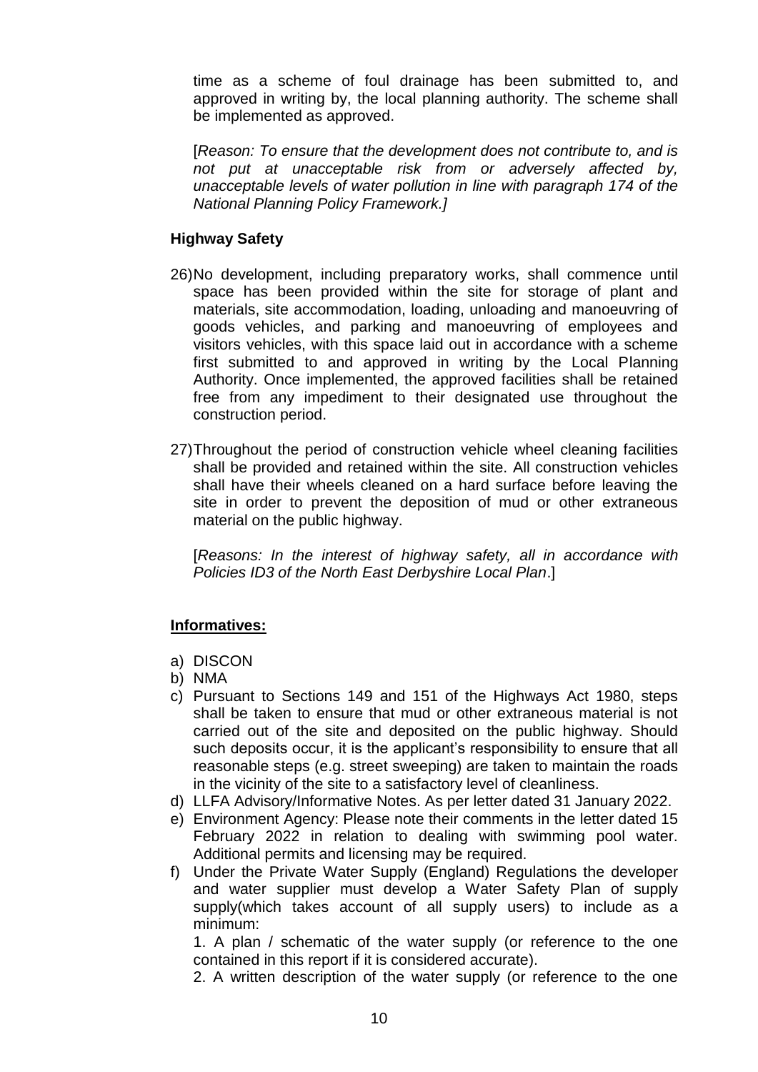time as a scheme of foul drainage has been submitted to, and approved in writing by, the local planning authority. The scheme shall be implemented as approved.

[*Reason: To ensure that the development does not contribute to, and is not put at unacceptable risk from or adversely affected by, unacceptable levels of water pollution in line with paragraph 174 of the National Planning Policy Framework.]*

**Highway Safety**

26) No development, including preparatory works, shall commence until space has been provided within the site for storage of plant and materials, site accommodation, loading, unloading and manoeuvring of goods vehicles, and parking and manoeuvring of employees and visitors vehicles, with this space laid out in accordance with a scheme first submitted to and approved in writing by the Local Planning Authority. Once implemented, the approved facilities shall be retained free from any impediment to their designated use throughout the construction period.

27) Throughout the period of construction vehicle wheel cleaning facilities shall be provided and retained within the site. All construction vehicles shall have their wheels cleaned on a hard surface before leaving the site in order to prevent the deposition of mud or other extraneous material on the public highway.

[*Reasons: In the interest of highway safety, all in accordance with Policies ID3 of the North East Derbyshire Local Plan*.]

**Informatives:**

a) DISCON
b) NMA
c) Pursuant to Sections 149 and 151 of the Highways Act 1980, steps shall be taken to ensure that mud or other extraneous material is not carried out of the site and deposited on the public highway. Should such deposits occur, it is the applicant's responsibility to ensure that all reasonable steps (e.g. street sweeping) are taken to maintain the roads in the vicinity of the site to a satisfactory level of cleanliness.
d) LLFA Advisory/Informative Notes. As per letter dated 31 January 2022.
e) Environment Agency: Please note their comments in the letter dated 15 February 2022 in relation to dealing with swimming pool water. Additional permits and licensing may be required.
f) Under the Private Water Supply (England) Regulations the developer and water supplier must develop a Water Safety Plan of supply supply(which takes account of all supply users) to include as a minimum:

   1. A plan / schematic of the water supply (or reference to the one contained in this report if it is considered accurate).
   2. A written description of the water supply (or reference to the one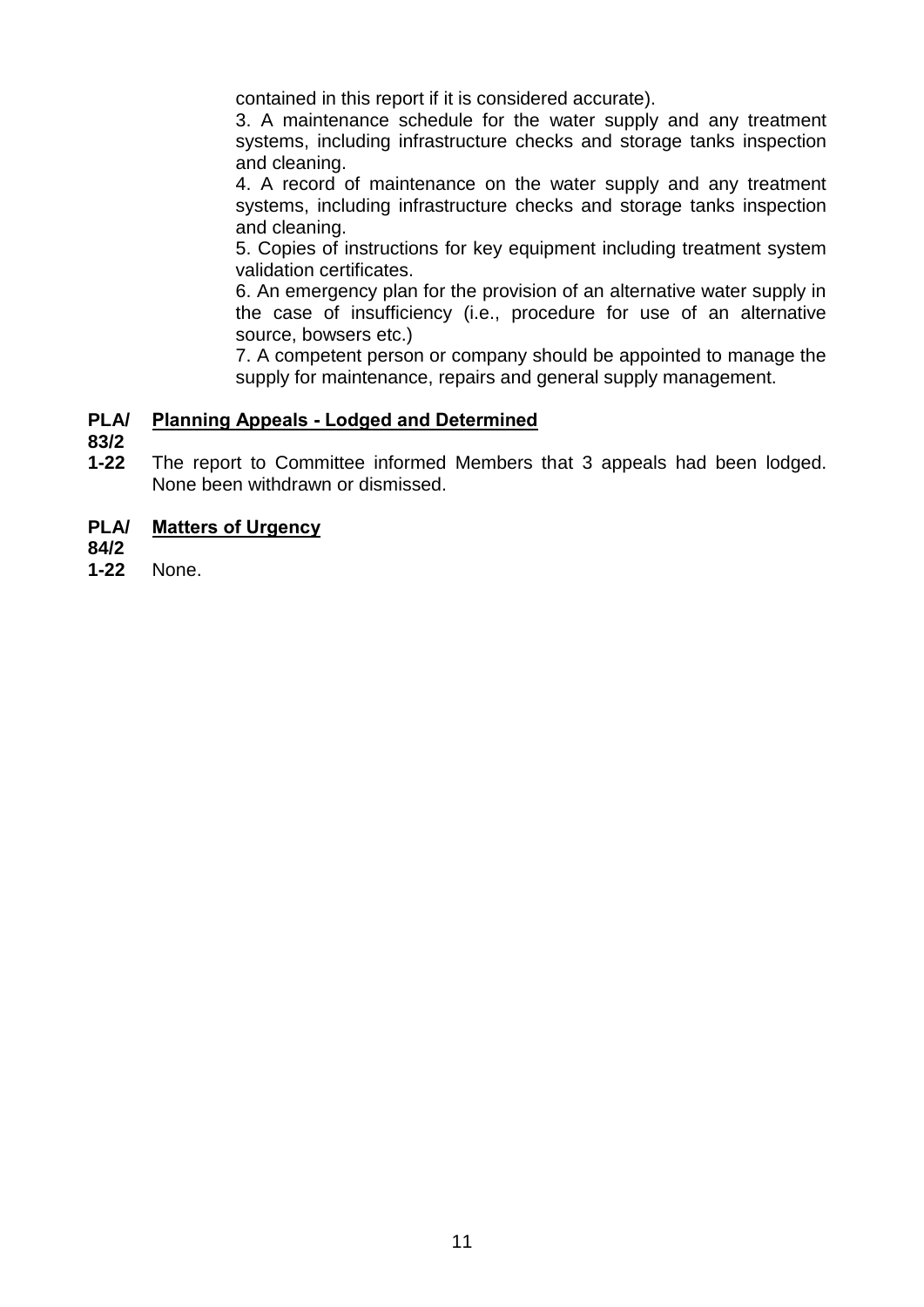contained in this report if it is considered accurate).

3. A maintenance schedule for the water supply and any treatment systems, including infrastructure checks and storage tanks inspection and cleaning.

4. A record of maintenance on the water supply and any treatment systems, including infrastructure checks and storage tanks inspection and cleaning.

5. Copies of instructions for key equipment including treatment system validation certificates.

6. An emergency plan for the provision of an alternative water supply in the case of insufficiency (i.e., procedure for use of an alternative source, bowsers etc.)

7. A competent person or company should be appointed to manage the supply for maintenance, repairs and general supply management.

**PLA/83/21-22** **Planning Appeals - Lodged and Determined**

The report to Committee informed Members that 3 appeals had been lodged. None been withdrawn or dismissed.

**PLA/84/21-22** **Matters of Urgency**

None.